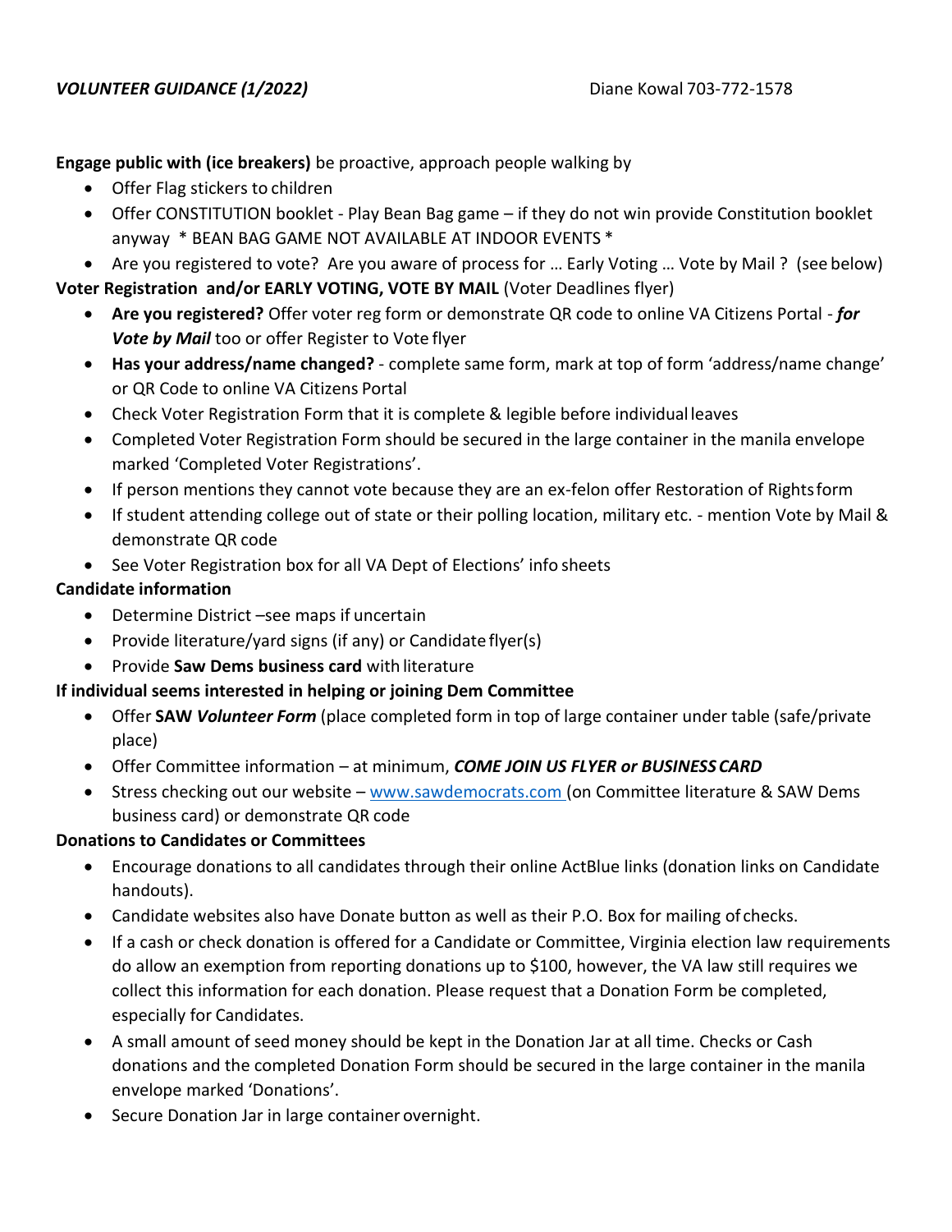***VOLUNTEER GUIDANCE (1/2022)*** Diane Kowal 703-772-1578

**Engage public with (ice breakers)** be proactive, approach people walking by

- Offer Flag stickers to children
- Offer CONSTITUTION booklet - Play Bean Bag game – if they do not win provide Constitution booklet anyway * BEAN BAG GAME NOT AVAILABLE AT INDOOR EVENTS *
- Are you registered to vote? Are you aware of process for … Early Voting … Vote by Mail ? (see below)

**Voter Registration and/or EARLY VOTING, VOTE BY MAIL** (Voter Deadlines flyer)

- **Are you registered?** Offer voter reg form or demonstrate QR code to online VA Citizens Portal - ***for Vote by Mail*** too or offer Register to Vote flyer
- **Has your address/name changed?** - complete same form, mark at top of form 'address/name change' or QR Code to online VA Citizens Portal
- Check Voter Registration Form that it is complete & legible before individual leaves
- Completed Voter Registration Form should be secured in the large container in the manila envelope marked 'Completed Voter Registrations'.
- If person mentions they cannot vote because they are an ex-felon offer Restoration of Rights form
- If student attending college out of state or their polling location, military etc. - mention Vote by Mail & demonstrate QR code
- See Voter Registration box for all VA Dept of Elections' info sheets

**Candidate information**

- Determine District –see maps if uncertain
- Provide literature/yard signs (if any) or Candidate flyer(s)
- Provide **Saw Dems business card** with literature

**If individual seems interested in helping or joining Dem Committee**

- Offer **SAW *Volunteer Form*** (place completed form in top of large container under table (safe/private place)
- Offer Committee information – at minimum, ***COME JOIN US FLYER or BUSINESS CARD***
- Stress checking out our website – www.sawdemocrats.com (on Committee literature & SAW Dems business card) or demonstrate QR code

**Donations to Candidates or Committees**

- Encourage donations to all candidates through their online ActBlue links (donation links on Candidate handouts).
- Candidate websites also have Donate button as well as their P.O. Box for mailing of checks.
- If a cash or check donation is offered for a Candidate or Committee, Virginia election law requirements do allow an exemption from reporting donations up to $100, however, the VA law still requires we collect this information for each donation. Please request that a Donation Form be completed, especially for Candidates.
- A small amount of seed money should be kept in the Donation Jar at all time. Checks or Cash donations and the completed Donation Form should be secured in the large container in the manila envelope marked 'Donations'.
- Secure Donation Jar in large container overnight.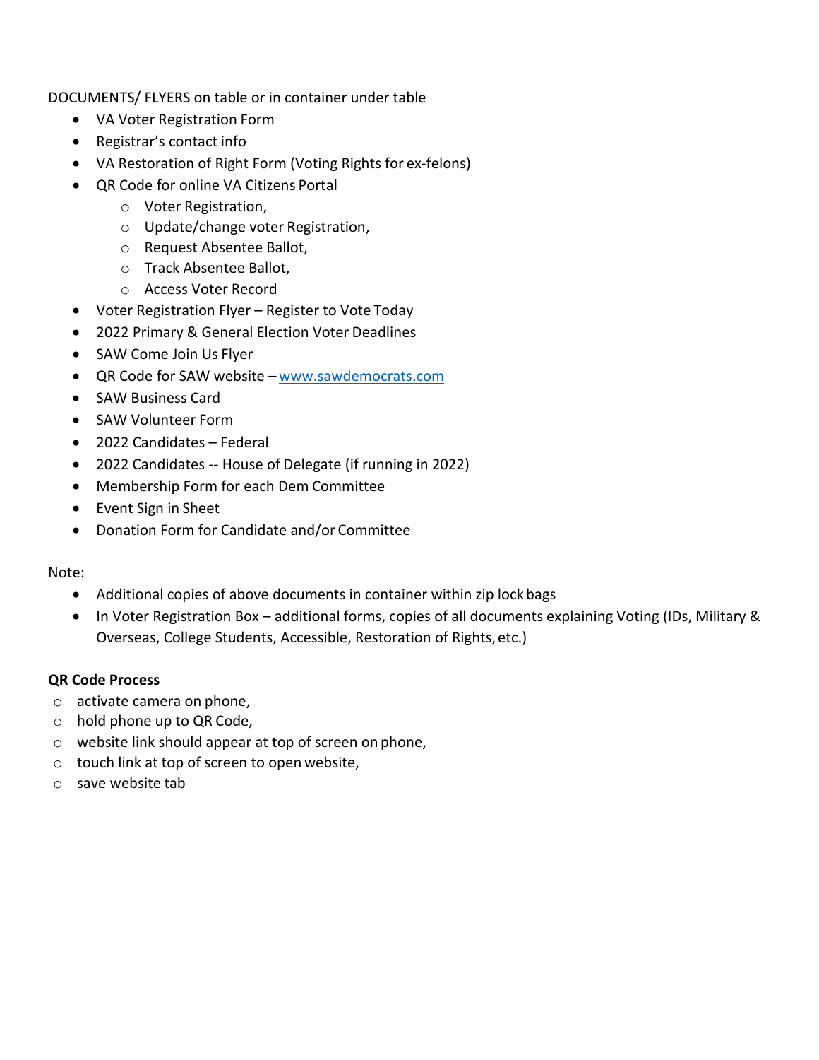DOCUMENTS/ FLYERS on table or in container under table

- VA Voter Registration Form
- Registrar's contact info
- VA Restoration of Right Form (Voting Rights for ex-felons)
- QR Code for online VA Citizens Portal
  - Voter Registration,
  - Update/change voter Registration,
  - Request Absentee Ballot,
  - Track Absentee Ballot,
  - Access Voter Record
- Voter Registration Flyer – Register to Vote Today
- 2022 Primary & General Election Voter Deadlines
- SAW Come Join Us Flyer
- QR Code for SAW website – [www.sawdemocrats.com](http://www.sawdemocrats.com)
- SAW Business Card
- SAW Volunteer Form
- 2022 Candidates – Federal
- 2022 Candidates -- House of Delegate (if running in 2022)
- Membership Form for each Dem Committee
- Event Sign in Sheet
- Donation Form for Candidate and/or Committee

Note:

- Additional copies of above documents in container within zip lock bags
- In Voter Registration Box – additional forms, copies of all documents explaining Voting (IDs, Military & Overseas, College Students, Accessible, Restoration of Rights, etc.)

**QR Code Process**

- activate camera on phone,
- hold phone up to QR Code,
- website link should appear at top of screen on phone,
- touch link at top of screen to open website,
- save website tab